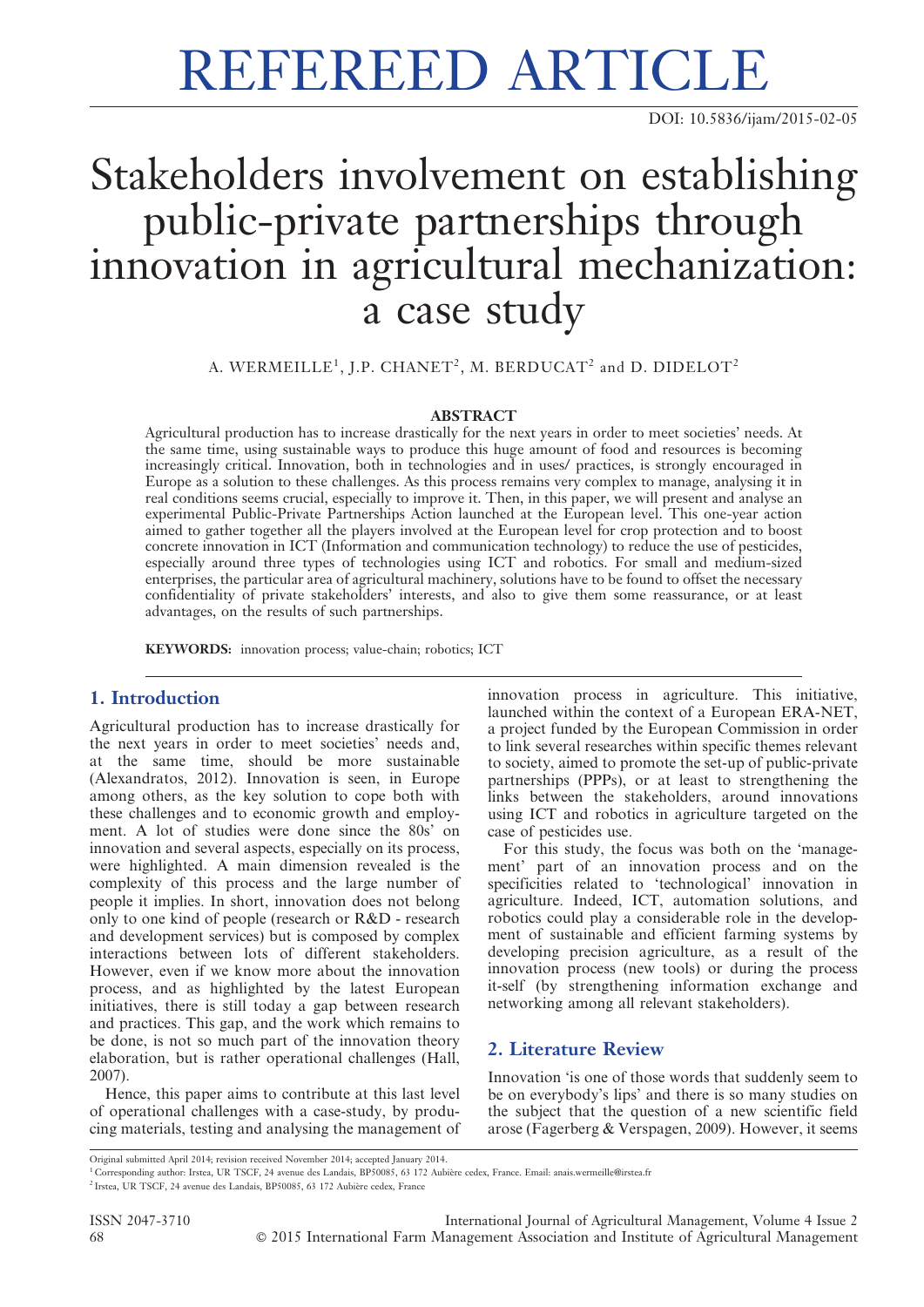# REFEREED ARTICLE

DOI: 10.5836/ijam/2015-02-05

# Stakeholders involvement on establishing public-private partnerships through innovation in agricultural mechanization: a case study

A. WERMEILLE[1], J.P. CHANET[2], M. BERDUCAT[2] and D. DIDELOT[2]

### ABSTRACT

Agricultural production has to increase drastically for the next years in order to meet societies' needs. At the same time, using sustainable ways to produce this huge amount of food and resources is becoming increasingly critical. Innovation, both in technologies and in uses/ practices, is strongly encouraged in Europe as a solution to these challenges. As this process remains very complex to manage, analysing it in real conditions seems crucial, especially to improve it. Then, in this paper, we will present and analyse an experimental Public-Private Partnerships Action launched at the European level. This one-year action aimed to gather together all the players involved at the European level for crop protection and to boost concrete innovation in ICT (Information and communication technology) to reduce the use of pesticides, especially around three types of technologies using ICT and robotics. For small and medium-sized enterprises, the particular area of agricultural machinery, solutions have to be found to offset the necessary confidentiality of private stakeholders' interests, and also to give them some reassurance, or at least advantages, on the results of such partnerships.

**KEYWORDS:** innovation process; value-chain; robotics; ICT

## 1. Introduction

Agricultural production has to increase drastically for the next years in order to meet societies' needs and, at the same time, should be more sustainable (Alexandratos, 2012). Innovation is seen, in Europe among others, as the key solution to cope both with these challenges and to economic growth and employment. A lot of studies were done since the 80s' on innovation and several aspects, especially on its process, were highlighted. A main dimension revealed is the complexity of this process and the large number of people it implies. In short, innovation does not belong only to one kind of people (research or R&D - research and development services) but is composed by complex interactions between lots of different stakeholders. However, even if we know more about the innovation process, and as highlighted by the latest European initiatives, there is still today a gap between research and practices. This gap, and the work which remains to be done, is not so much part of the innovation theory elaboration, but is rather operational challenges (Hall, 2007).

Hence, this paper aims to contribute at this last level of operational challenges with a case-study, by producing materials, testing and analysing the management of innovation process in agriculture. This initiative, launched within the context of a European ERA-NET, a project funded by the European Commission in order to link several researches within specific themes relevant to society, aimed to promote the set-up of public-private partnerships (PPPs), or at least to strengthening the links between the stakeholders, around innovations using ICT and robotics in agriculture targeted on the case of pesticides use.

For this study, the focus was both on the 'management' part of an innovation process and on the specificities related to 'technological' innovation in agriculture. Indeed, ICT, automation solutions, and robotics could play a considerable role in the development of sustainable and efficient farming systems by developing precision agriculture, as a result of the innovation process (new tools) or during the process it-self (by strengthening information exchange and networking among all relevant stakeholders).

## 2. Literature Review

Innovation 'is one of those words that suddenly seem to be on everybody's lips' and there is so many studies on the subject that the question of a new scientific field arose (Fagerberg & Verspagen, 2009). However, it seems

Original submitted April 2014; revision received November 2014; accepted January 2014.

[1] Corresponding author: Irstea, UR TSCF, 24 avenue des Landais, BP50085, 63 172 Aubière cedex, France. Email: anais.wermeille@irstea.fr

[2] Irstea, UR TSCF, 24 avenue des Landais, BP50085, 63 172 Aubière cedex, France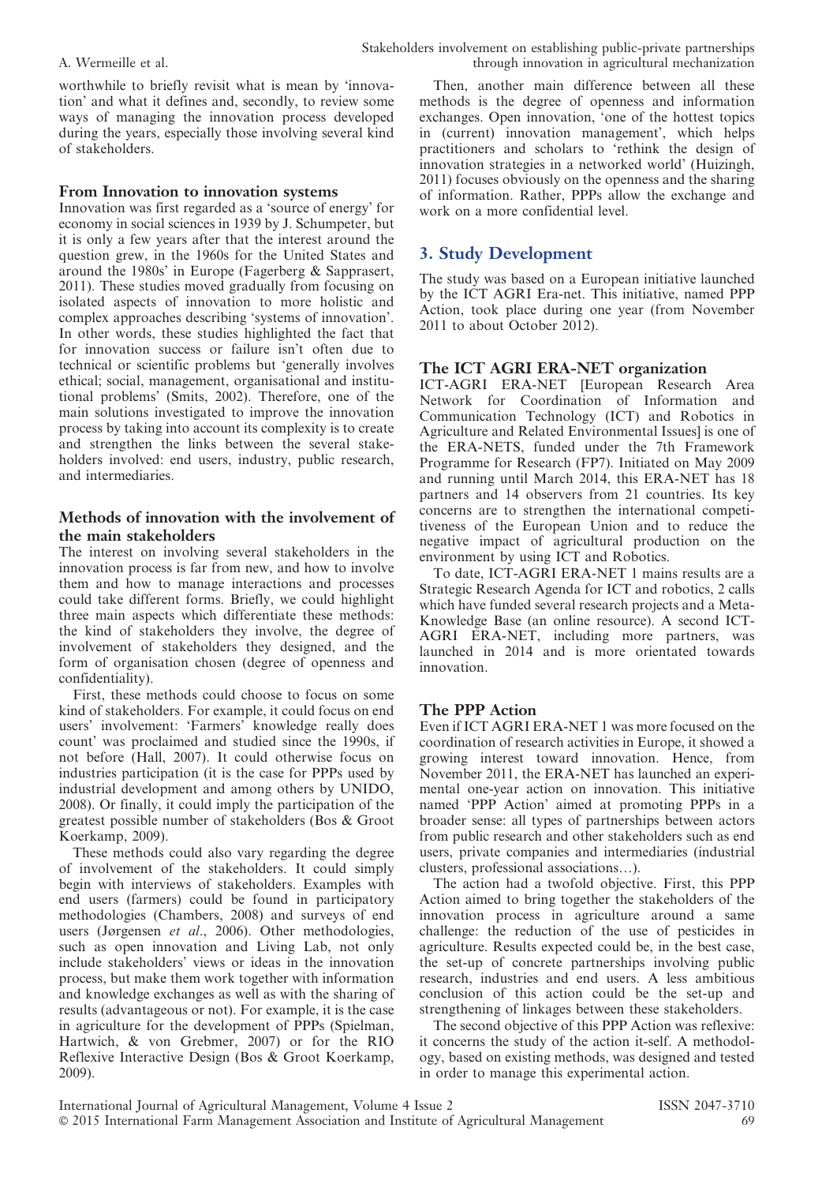worthwhile to briefly revisit what is mean by 'innovation' and what it defines and, secondly, to review some ways of managing the innovation process developed during the years, especially those involving several kind of stakeholders.

### From Innovation to innovation systems

Innovation was first regarded as a 'source of energy' for economy in social sciences in 1939 by J. Schumpeter, but it is only a few years after that the interest around the question grew, in the 1960s for the United States and around the 1980s' in Europe (Fagerberg & Sapprasert, 2011). These studies moved gradually from focusing on isolated aspects of innovation to more holistic and complex approaches describing 'systems of innovation'. In other words, these studies highlighted the fact that for innovation success or failure isn't often due to technical or scientific problems but 'generally involves ethical; social, management, organisational and institutional problems' (Smits, 2002). Therefore, one of the main solutions investigated to improve the innovation process by taking into account its complexity is to create and strengthen the links between the several stakeholders involved: end users, industry, public research, and intermediaries.

### Methods of innovation with the involvement of the main stakeholders

The interest on involving several stakeholders in the innovation process is far from new, and how to involve them and how to manage interactions and processes could take different forms. Briefly, we could highlight three main aspects which differentiate these methods: the kind of stakeholders they involve, the degree of involvement of stakeholders they designed, and the form of organisation chosen (degree of openness and confidentiality).

First, these methods could choose to focus on some kind of stakeholders. For example, it could focus on end users' involvement: 'Farmers' knowledge really does count' was proclaimed and studied since the 1990s, if not before (Hall, 2007). It could otherwise focus on industries participation (it is the case for PPPs used by industrial development and among others by UNIDO, 2008). Or finally, it could imply the participation of the greatest possible number of stakeholders (Bos & Groot Koerkamp, 2009).

These methods could also vary regarding the degree of involvement of the stakeholders. It could simply begin with interviews of stakeholders. Examples with end users (farmers) could be found in participatory methodologies (Chambers, 2008) and surveys of end users (Jørgensen *et al*., 2006). Other methodologies, such as open innovation and Living Lab, not only include stakeholders' views or ideas in the innovation process, but make them work together with information and knowledge exchanges as well as with the sharing of results (advantageous or not). For example, it is the case in agriculture for the development of PPPs (Spielman, Hartwich, & von Grebmer, 2007) or for the RIO Reflexive Interactive Design (Bos & Groot Koerkamp, 2009).

Then, another main difference between all these methods is the degree of openness and information exchanges. Open innovation, 'one of the hottest topics in (current) innovation management', which helps practitioners and scholars to 'rethink the design of innovation strategies in a networked world' (Huizingh, 2011) focuses obviously on the openness and the sharing of information. Rather, PPPs allow the exchange and work on a more confidential level.

## 3. Study Development

The study was based on a European initiative launched by the ICT AGRI Era-net. This initiative, named PPP Action, took place during one year (from November 2011 to about October 2012).

### The ICT AGRI ERA-NET organization

ICT-AGRI ERA-NET [European Research Area Network for Coordination of Information and Communication Technology (ICT) and Robotics in Agriculture and Related Environmental Issues] is one of the ERA-NETS, funded under the 7th Framework Programme for Research (FP7). Initiated on May 2009 and running until March 2014, this ERA-NET has 18 partners and 14 observers from 21 countries. Its key concerns are to strengthen the international competitiveness of the European Union and to reduce the negative impact of agricultural production on the environment by using ICT and Robotics.

To date, ICT-AGRI ERA-NET 1 mains results are a Strategic Research Agenda for ICT and robotics, 2 calls which have funded several research projects and a Meta-Knowledge Base (an online resource). A second ICT-AGRI ERA-NET, including more partners, was launched in 2014 and is more orientated towards innovation.

### The PPP Action

Even if ICT AGRI ERA-NET 1 was more focused on the coordination of research activities in Europe, it showed a growing interest toward innovation. Hence, from November 2011, the ERA-NET has launched an experimental one-year action on innovation. This initiative named 'PPP Action' aimed at promoting PPPs in a broader sense: all types of partnerships between actors from public research and other stakeholders such as end users, private companies and intermediaries (industrial clusters, professional associations…).

The action had a twofold objective. First, this PPP Action aimed to bring together the stakeholders of the innovation process in agriculture around a same challenge: the reduction of the use of pesticides in agriculture. Results expected could be, in the best case, the set-up of concrete partnerships involving public research, industries and end users. A less ambitious conclusion of this action could be the set-up and strengthening of linkages between these stakeholders.

The second objective of this PPP Action was reflexive: it concerns the study of the action it-self. A methodology, based on existing methods, was designed and tested in order to manage this experimental action.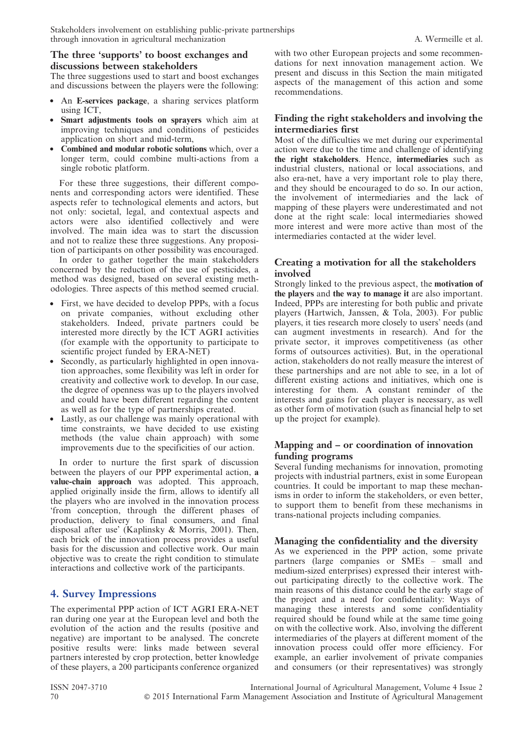### The three 'supports' to boost exchanges and discussions between stakeholders

The three suggestions used to start and boost exchanges and discussions between the players were the following:

- An **E-services package**, a sharing services platform using ICT,
- **Smart adjustments tools on sprayers** which aim at improving techniques and conditions of pesticides application on short and mid-term,
- **Combined and modular robotic solutions** which, over a longer term, could combine multi-actions from a single robotic platform.

For these three suggestions, their different components and corresponding actors were identified. These aspects refer to technological elements and actors, but not only: societal, legal, and contextual aspects and actors were also identified collectively and were involved. The main idea was to start the discussion and not to realize these three suggestions. Any proposition of participants on other possibility was encouraged.

In order to gather together the main stakeholders concerned by the reduction of the use of pesticides, a method was designed, based on several existing methodologies. Three aspects of this method seemed crucial.

- First, we have decided to develop PPPs, with a focus on private companies, without excluding other stakeholders. Indeed, private partners could be interested more directly by the ICT AGRI activities (for example with the opportunity to participate to scientific project funded by ERA-NET)
- Secondly, as particularly highlighted in open innovation approaches, some flexibility was left in order for creativity and collective work to develop. In our case, the degree of openness was up to the players involved and could have been different regarding the content as well as for the type of partnerships created.
- Lastly, as our challenge was mainly operational with time constraints, we have decided to use existing methods (the value chain approach) with some improvements due to the specificities of our action.

In order to nurture the first spark of discussion between the players of our PPP experimental action, **a value-chain approach** was adopted. This approach, applied originally inside the firm, allows to identify all the players who are involved in the innovation process 'from conception, through the different phases of production, delivery to final consumers, and final disposal after use' (Kaplinsky & Morris, 2001). Then, each brick of the innovation process provides a useful basis for the discussion and collective work. Our main objective was to create the right condition to stimulate interactions and collective work of the participants.

## 4. Survey Impressions

The experimental PPP action of ICT AGRI ERA-NET ran during one year at the European level and both the evolution of the action and the results (positive and negative) are important to be analysed. The concrete positive results were: links made between several partners interested by crop protection, better knowledge of these players, a 200 participants conference organized with two other European projects and some recommendations for next innovation management action. We present and discuss in this Section the main mitigated aspects of the management of this action and some recommendations.

### Finding the right stakeholders and involving the intermediaries first

Most of the difficulties we met during our experimental action were due to the time and challenge of identifying **the right stakeholders**. Hence, **intermediaries** such as industrial clusters, national or local associations, and also era-net, have a very important role to play there, and they should be encouraged to do so. In our action, the involvement of intermediaries and the lack of mapping of these players were underestimated and not done at the right scale: local intermediaries showed more interest and were more active than most of the intermediaries contacted at the wider level.

### Creating a motivation for all the stakeholders involved

Strongly linked to the previous aspect, the **motivation of the players** and **the way to manage it** are also important. Indeed, PPPs are interesting for both public and private players (Hartwich, Janssen, & Tola, 2003). For public players, it ties research more closely to users' needs (and can augment investments in research). And for the private sector, it improves competitiveness (as other forms of outsources activities). But, in the operational action, stakeholders do not really measure the interest of these partnerships and are not able to see, in a lot of different existing actions and initiatives, which one is interesting for them. A constant reminder of the interests and gains for each player is necessary, as well as other form of motivation (such as financial help to set up the project for example).

### Mapping and – or coordination of innovation funding programs

Several funding mechanisms for innovation, promoting projects with industrial partners, exist in some European countries. It could be important to map these mechanisms in order to inform the stakeholders, or even better, to support them to benefit from these mechanisms in trans-national projects including companies.

### Managing the confidentiality and the diversity

As we experienced in the PPP action, some private partners (large companies or SMEs – small and medium-sized enterprises) expressed their interest without participating directly to the collective work. The main reasons of this distance could be the early stage of the project and a need for confidentiality: Ways of managing these interests and some confidentiality required should be found while at the same time going on with the collective work. Also, involving the different intermediaries of the players at different moment of the innovation process could offer more efficiency. For example, an earlier involvement of private companies and consumers (or their representatives) was strongly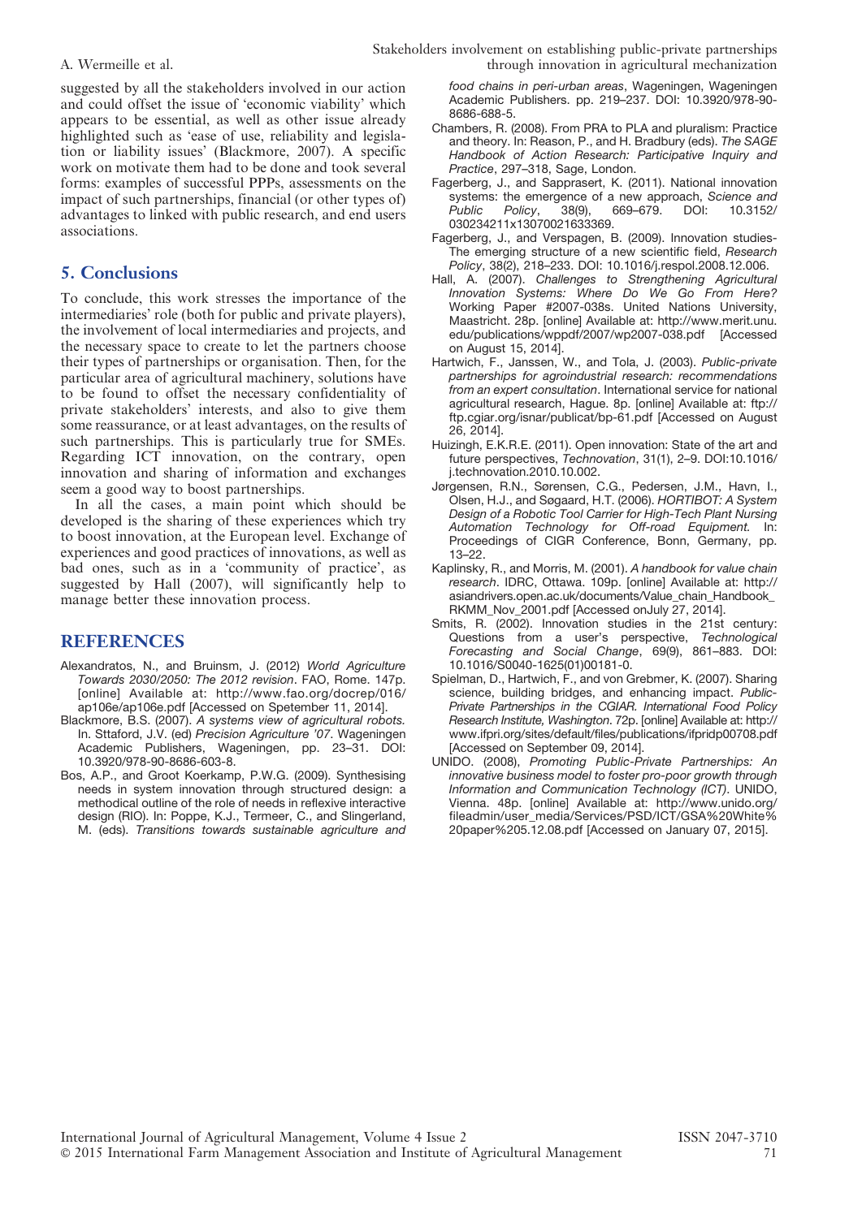suggested by all the stakeholders involved in our action and could offset the issue of 'economic viability' which appears to be essential, as well as other issue already highlighted such as 'ease of use, reliability and legislation or liability issues' (Blackmore, 2007). A specific work on motivate them had to be done and took several forms: examples of successful PPPs, assessments on the impact of such partnerships, financial (or other types of) advantages to linked with public research, and end users associations.

## 5. Conclusions

To conclude, this work stresses the importance of the intermediaries' role (both for public and private players), the involvement of local intermediaries and projects, and the necessary space to create to let the partners choose their types of partnerships or organisation. Then, for the particular area of agricultural machinery, solutions have to be found to offset the necessary confidentiality of private stakeholders' interests, and also to give them some reassurance, or at least advantages, on the results of such partnerships. This is particularly true for SMEs. Regarding ICT innovation, on the contrary, open innovation and sharing of information and exchanges seem a good way to boost partnerships.

In all the cases, a main point which should be developed is the sharing of these experiences which try to boost innovation, at the European level. Exchange of experiences and good practices of innovations, as well as bad ones, such as in a 'community of practice', as suggested by Hall (2007), will significantly help to manage better these innovation process.

## REFERENCES

Alexandratos, N., and Bruinsm, J. (2012) *World Agriculture Towards 2030/2050: The 2012 revision*. FAO, Rome. 147p. [online] Available at: http://www.fao.org/docrep/016/ap106e/ap106e.pdf [Accessed on Spetember 11, 2014].

Blackmore, B.S. (2007). *A systems view of agricultural robots.* In. Sttaford, J.V. (ed) *Precision Agriculture '07*. Wageningen Academic Publishers, Wageningen, pp. 23–31. DOI: 10.3920/978-90-8686-603-8.

Bos, A.P., and Groot Koerkamp, P.W.G. (2009). Synthesising needs in system innovation through structured design: a methodical outline of the role of needs in reflexive interactive design (RIO). In: Poppe, K.J., Termeer, C., and Slingerland, M. (eds). *Transitions towards sustainable agriculture and food chains in peri-urban areas*, Wageningen, Wageningen Academic Publishers. pp. 219–237. DOI: 10.3920/978-90-8686-688-5.

Chambers, R. (2008). From PRA to PLA and pluralism: Practice and theory. In: Reason, P., and H. Bradbury (eds). *The SAGE Handbook of Action Research: Participative Inquiry and Practice*, 297–318, Sage, London.

Fagerberg, J., and Sapprasert, K. (2011). National innovation systems: the emergence of a new approach, *Science and Public Policy*, 38(9), 669–679. DOI: 10.3152/030234211x13070021633369.

Fagerberg, J., and Verspagen, B. (2009). Innovation studies- The emerging structure of a new scientific field, *Research Policy*, 38(2), 218–233. DOI: 10.1016/j.respol.2008.12.006.

Hall, A. (2007). *Challenges to Strengthening Agricultural Innovation Systems: Where Do We Go From Here?* Working Paper #2007-038s. United Nations University, Maastricht. 28p. [online] Available at: http://www.merit.unu.edu/publications/wppdf/2007/wp2007-038.pdf [Accessed on August 15, 2014].

Hartwich, F., Janssen, W., and Tola, J. (2003). *Public-private partnerships for agroindustrial research: recommendations from an expert consultation*. International service for national agricultural research, Hague. 8p. [online] Available at: ftp://ftp.cgiar.org/isnar/publicat/bp-61.pdf [Accessed on August 26, 2014].

Huizingh, E.K.R.E. (2011). Open innovation: State of the art and future perspectives, *Technovation*, 31(1), 2–9. DOI:10.1016/j.technovation.2010.10.002.

Jørgensen, R.N., Sørensen, C.G., Pedersen, J.M., Havn, I., Olsen, H.J., and Søgaard, H.T. (2006). *HORTIBOT: A System Design of a Robotic Tool Carrier for High-Tech Plant Nursing Automation Technology for Off-road Equipment.* In: Proceedings of CIGR Conference, Bonn, Germany, pp. 13–22.

Kaplinsky, R., and Morris, M. (2001). *A handbook for value chain research*. IDRC, Ottawa. 109p. [online] Available at: http://asiandrivers.open.ac.uk/documents/Value_chain_Handbook_RKMM_Nov_2001.pdf [Accessed onJuly 27, 2014].

Smits, R. (2002). Innovation studies in the 21st century: Questions from a user's perspective, *Technological Forecasting and Social Change*, 69(9), 861–883. DOI: 10.1016/S0040-1625(01)00181-0.

Spielman, D., Hartwich, F., and von Grebmer, K. (2007). Sharing science, building bridges, and enhancing impact. *Public-Private Partnerships in the CGIAR. International Food Policy Research Institute, Washington*. 72p. [online] Available at: http://www.ifpri.org/sites/default/files/publications/ifpridp00708.pdf [Accessed on September 09, 2014].

UNIDO. (2008), *Promoting Public-Private Partnerships: An innovative business model to foster pro-poor growth through Information and Communication Technology (ICT)*. UNIDO, Vienna. 48p. [online] Available at: http://www.unido.org/fileadmin/user_media/Services/PSD/ICT/GSA%20White%20paper%205.12.08.pdf [Accessed on January 07, 2015].